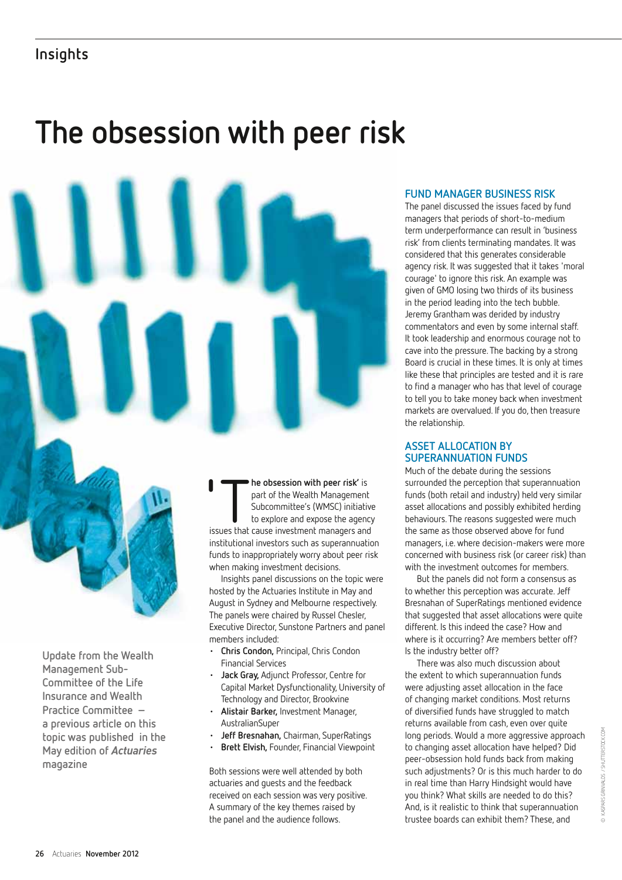# The obsession with peer risk

Update from the Wealth Management Sub-Committee of the Life Insurance and Wealth Practice Committee – a previous article on this topic was published in the May edition of ***Actuaries*** magazine

**'The obsession with peer risk'** is part of the Wealth Management Subcommittee's (WMSC) initiative to explore and expose the agency issues that cause investment managers and institutional investors such as superannuation funds to inappropriately worry about peer risk when making investment decisions.

Insights panel discussions on the topic were hosted by the Actuaries Institute in May and August in Sydney and Melbourne respectively. The panels were chaired by Russel Chesler, Executive Director, Sunstone Partners and panel members included:

- **Chris Condon,** Principal, Chris Condon Financial Services
- **Jack Gray,** Adjunct Professor, Centre for Capital Market Dysfunctionality, University of Technology and Director, Brookvine
- **Alistair Barker,** Investment Manager, AustralianSuper
- **Jeff Bresnahan,** Chairman, SuperRatings
- **Brett Elvish,** Founder, Financial Viewpoint

Both sessions were well attended by both actuaries and guests and the feedback received on each session was very positive. A summary of the key themes raised by the panel and the audience follows.

## FUND MANAGER BUSINESS RISK

The panel discussed the issues faced by fund managers that periods of short-to-medium term underperformance can result in 'business risk' from clients terminating mandates. It was considered that this generates considerable agency risk. It was suggested that it takes 'moral courage' to ignore this risk. An example was given of GMO losing two thirds of its business in the period leading into the tech bubble. Jeremy Grantham was derided by industry commentators and even by some internal staff. It took leadership and enormous courage not to cave into the pressure. The backing by a strong Board is crucial in these times. It is only at times like these that principles are tested and it is rare to find a manager who has that level of courage to tell you to take money back when investment markets are overvalued. If you do, then treasure the relationship.

## ASSET ALLOCATION BY SUPERANNUATION FUNDS

Much of the debate during the sessions surrounded the perception that superannuation funds (both retail and industry) held very similar asset allocations and possibly exhibited herding behaviours. The reasons suggested were much the same as those observed above for fund managers, i.e. where decision-makers were more concerned with business risk (or career risk) than with the investment outcomes for members.

But the panels did not form a consensus as to whether this perception was accurate. Jeff Bresnahan of SuperRatings mentioned evidence that suggested that asset allocations were quite different. Is this indeed the case? How and where is it occurring? Are members better off? Is the industry better off?

There was also much discussion about the extent to which superannuation funds were adjusting asset allocation in the face of changing market conditions. Most returns of diversified funds have struggled to match returns available from cash, even over quite long periods. Would a more aggressive approach to changing asset allocation have helped? Did peer-obsession hold funds back from making such adjustments? Or is this much harder to do in real time than Harry Hindsight would have you think? What skills are needed to do this? And, is it realistic to think that superannuation trustee boards can exhibit them? These, and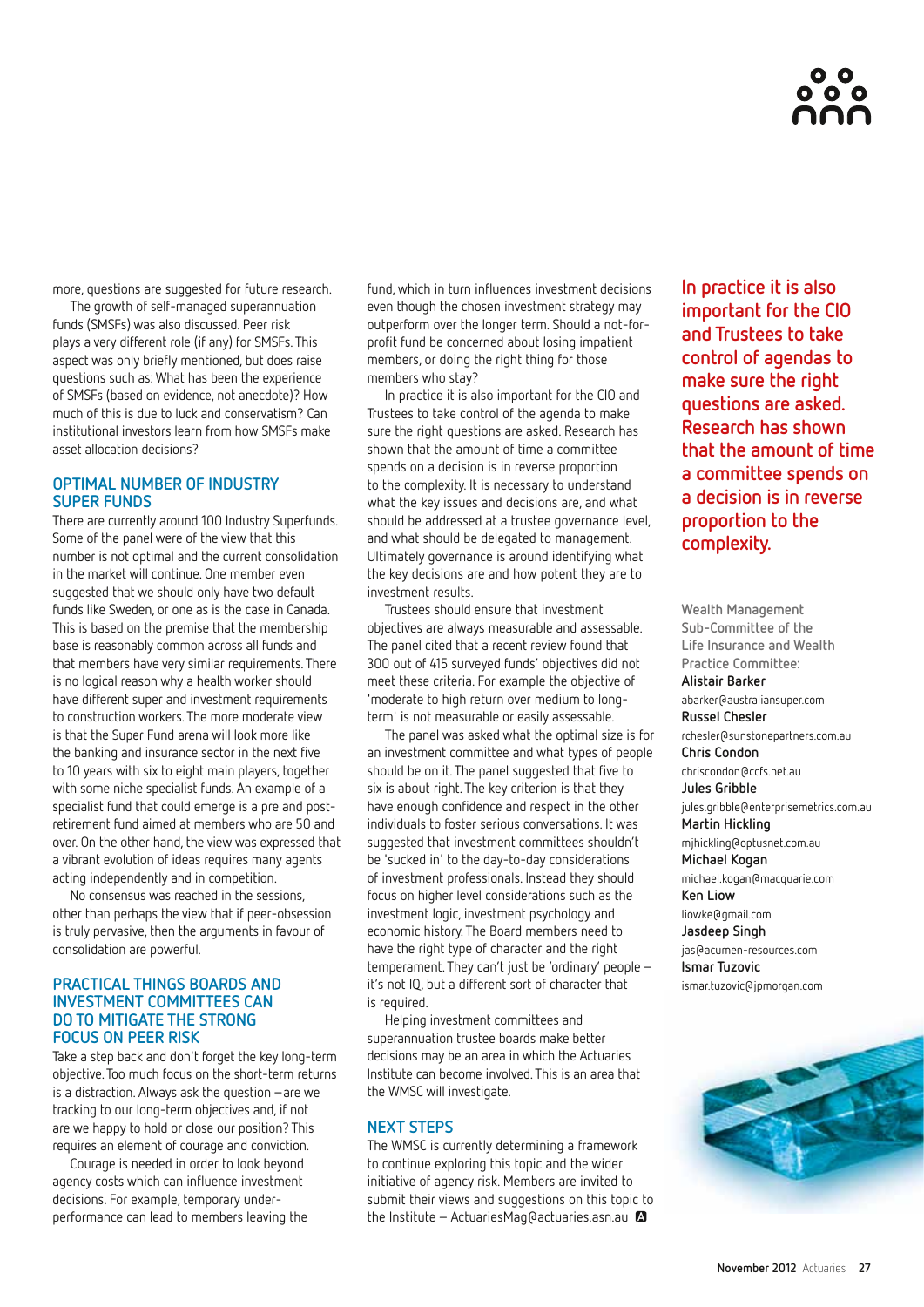more, questions are suggested for future research.

The growth of self-managed superannuation funds (SMSFs) was also discussed. Peer risk plays a very different role (if any) for SMSFs. This aspect was only briefly mentioned, but does raise questions such as: What has been the experience of SMSFs (based on evidence, not anecdote)? How much of this is due to luck and conservatism? Can institutional investors learn from how SMSFs make asset allocation decisions?

## OPTIMAL NUMBER OF INDUSTRY SUPER FUNDS

There are currently around 100 Industry Superfunds. Some of the panel were of the view that this number is not optimal and the current consolidation in the market will continue. One member even suggested that we should only have two default funds like Sweden, or one as is the case in Canada. This is based on the premise that the membership base is reasonably common across all funds and that members have very similar requirements. There is no logical reason why a health worker should have different super and investment requirements to construction workers. The more moderate view is that the Super Fund arena will look more like the banking and insurance sector in the next five to 10 years with six to eight main players, together with some niche specialist funds. An example of a specialist fund that could emerge is a pre and post-retirement fund aimed at members who are 50 and over. On the other hand, the view was expressed that a vibrant evolution of ideas requires many agents acting independently and in competition.

No consensus was reached in the sessions, other than perhaps the view that if peer-obsession is truly pervasive, then the arguments in favour of consolidation are powerful.

## PRACTICAL THINGS BOARDS AND INVESTMENT COMMITTEES CAN DO TO MITIGATE THE STRONG FOCUS ON PEER RISK

Take a step back and don't forget the key long-term objective. Too much focus on the short-term returns is a distraction. Always ask the question – are we tracking to our long-term objectives and, if not are we happy to hold or close our position? This requires an element of courage and conviction.

Courage is needed in order to look beyond agency costs which can influence investment decisions. For example, temporary under-performance can lead to members leaving the fund, which in turn influences investment decisions even though the chosen investment strategy may outperform over the longer term. Should a not-for-profit fund be concerned about losing impatient members, or doing the right thing for those members who stay?

In practice it is also important for the CIO and Trustees to take control of the agenda to make sure the right questions are asked. Research has shown that the amount of time a committee spends on a decision is in reverse proportion to the complexity. It is necessary to understand what the key issues and decisions are, and what should be addressed at a trustee governance level, and what should be delegated to management. Ultimately governance is around identifying what the key decisions are and how potent they are to investment results.

Trustees should ensure that investment objectives are always measurable and assessable. The panel cited that a recent review found that 300 out of 415 surveyed funds' objectives did not meet these criteria. For example the objective of 'moderate to high return over medium to long-term' is not measurable or easily assessable.

The panel was asked what the optimal size is for an investment committee and what types of people should be on it. The panel suggested that five to six is about right. The key criterion is that they have enough confidence and respect in the other individuals to foster serious conversations. It was suggested that investment committees shouldn't be 'sucked in' to the day-to-day considerations of investment professionals. Instead they should focus on higher level considerations such as the investment logic, investment psychology and economic history. The Board members need to have the right type of character and the right temperament. They can't just be 'ordinary' people – it's not IQ, but a different sort of character that is required.

Helping investment committees and superannuation trustee boards make better decisions may be an area in which the Actuaries Institute can become involved. This is an area that the WMSC will investigate.

## NEXT STEPS

The WMSC is currently determining a framework to continue exploring this topic and the wider initiative of agency risk. Members are invited to submit their views and suggestions on this topic to the Institute – ActuariesMag@actuaries.asn.au

**In practice it is also important for the CIO and Trustees to take control of agendas to make sure the right questions are asked. Research has shown that the amount of time a committee spends on a decision is in reverse proportion to the complexity.**

Wealth Management Sub-Committee of the Life Insurance and Wealth Practice Committee:

**Alistair Barker**
abarker@australiansuper.com

**Russel Chesler**
rchesler@sunstonepartners.com.au

**Chris Condon**
chriscondon@ccfs.net.au

**Jules Gribble**
jules.gribble@enterprisemetrics.com.au

**Martin Hickling**
mjhickling@optusnet.com.au

**Michael Kogan**
michael.kogan@macquarie.com

**Ken Liow**
liowke@gmail.com

**Jasdeep Singh**
jas@acumen-resources.com

**Ismar Tuzovic**
ismar.tuzovic@jpmorgan.com